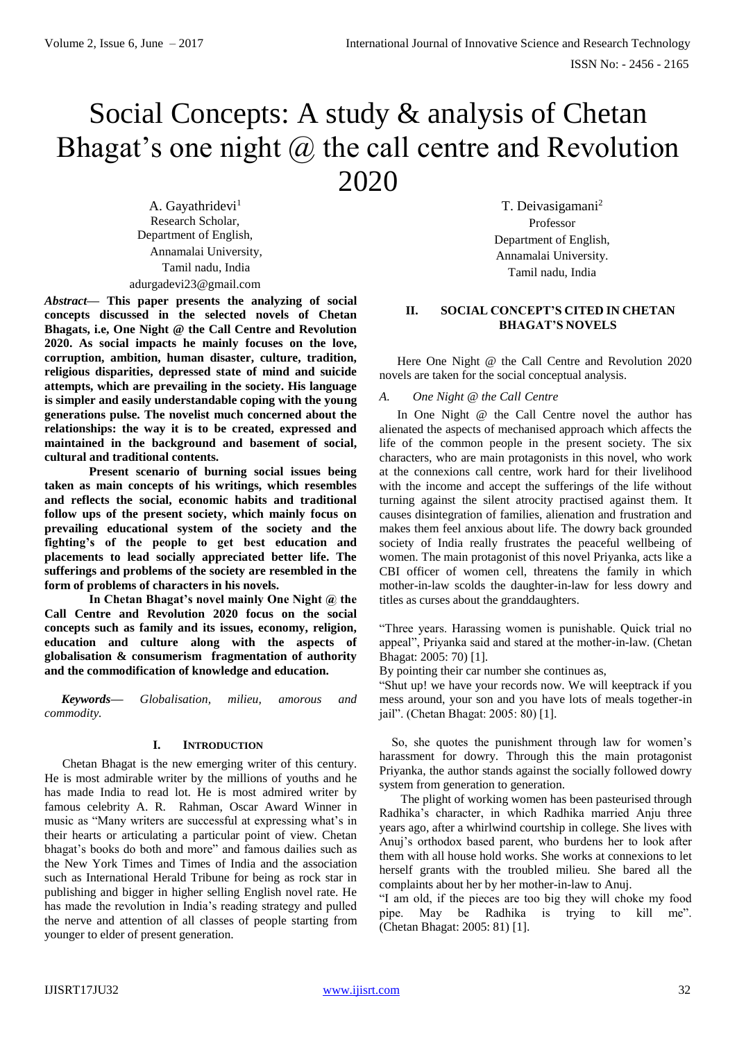# Social Concepts: A study & analysis of Chetan Bhagat's one night @ the call centre and Revolution 2020

A. Gayathridevi[1]
Research Scholar,
Department of English,
Annamalai University,
Tamil nadu, India
adurgadevi23@gmail.com

T. Deivasigamani[2]
Professor
Department of English,
Annamalai University.
Tamil nadu, India

***Abstract*— This paper presents the analyzing of social concepts discussed in the selected novels of Chetan Bhagats, i.e, One Night @ the Call Centre and Revolution 2020. As social impacts he mainly focuses on the love, corruption, ambition, human disaster, culture, tradition, religious disparities, depressed state of mind and suicide attempts, which are prevailing in the society. His language is simpler and easily understandable coping with the young generations pulse. The novelist much concerned about the relationships: the way it is to be created, expressed and maintained in the background and basement of social, cultural and traditional contents.**

**Present scenario of burning social issues being taken as main concepts of his writings, which resembles and reflects the social, economic habits and traditional follow ups of the present society, which mainly focus on prevailing educational system of the society and the fighting's of the people to get best education and placements to lead socially appreciated better life. The sufferings and problems of the society are resembled in the form of problems of characters in his novels.**

**In Chetan Bhagat's novel mainly One Night @ the Call Centre and Revolution 2020 focus on the social concepts such as family and its issues, economy, religion, education and culture along with the aspects of globalisation & consumerism fragmentation of authority and the commodification of knowledge and education.**

***Keywords*—** *Globalisation, milieu, amorous and commodity.*

## I. Introduction

Chetan Bhagat is the new emerging writer of this century. He is most admirable writer by the millions of youths and he has made India to read lot. He is most admired writer by famous celebrity A. R. Rahman, Oscar Award Winner in music as "Many writers are successful at expressing what's in their hearts or articulating a particular point of view. Chetan bhagat's books do both and more" and famous dailies such as the New York Times and Times of India and the association such as International Herald Tribune for being as rock star in publishing and bigger in higher selling English novel rate. He has made the revolution in India's reading strategy and pulled the nerve and attention of all classes of people starting from younger to elder of present generation.

## II. Social Concept's Cited in Chetan Bhagat's Novels

Here One Night @ the Call Centre and Revolution 2020 novels are taken for the social conceptual analysis.

### *A. One Night @ the Call Centre*

In One Night @ the Call Centre novel the author has alienated the aspects of mechanised approach which affects the life of the common people in the present society. The six characters, who are main protagonists in this novel, who work at the connexions call centre, work hard for their livelihood with the income and accept the sufferings of the life without turning against the silent atrocity practised against them. It causes disintegration of families, alienation and frustration and makes them feel anxious about life. The dowry back grounded society of India really frustrates the peaceful wellbeing of women. The main protagonist of this novel Priyanka, acts like a CBI officer of women cell, threatens the family in which mother-in-law scolds the daughter-in-law for less dowry and titles as curses about the granddaughters.

"Three years. Harassing women is punishable. Quick trial no appeal", Priyanka said and stared at the mother-in-law. (Chetan Bhagat: 2005: 70) [1].

By pointing their car number she continues as,

"Shut up! we have your records now. We will keeptrack if you mess around, your son and you have lots of meals together-in jail". (Chetan Bhagat: 2005: 80) [1].

So, she quotes the punishment through law for women's harassment for dowry. Through this the main protagonist Priyanka, the author stands against the socially followed dowry system from generation to generation.

The plight of working women has been pasteurised through Radhika's character, in which Radhika married Anju three years ago, after a whirlwind courtship in college. She lives with Anuj's orthodox based parent, who burdens her to look after them with all house hold works. She works at connexions to let herself grants with the troubled milieu. She bared all the complaints about her by her mother-in-law to Anuj.

"I am old, if the pieces are too big they will choke my food pipe. May be Radhika is trying to kill me". (Chetan Bhagat: 2005: 81) [1].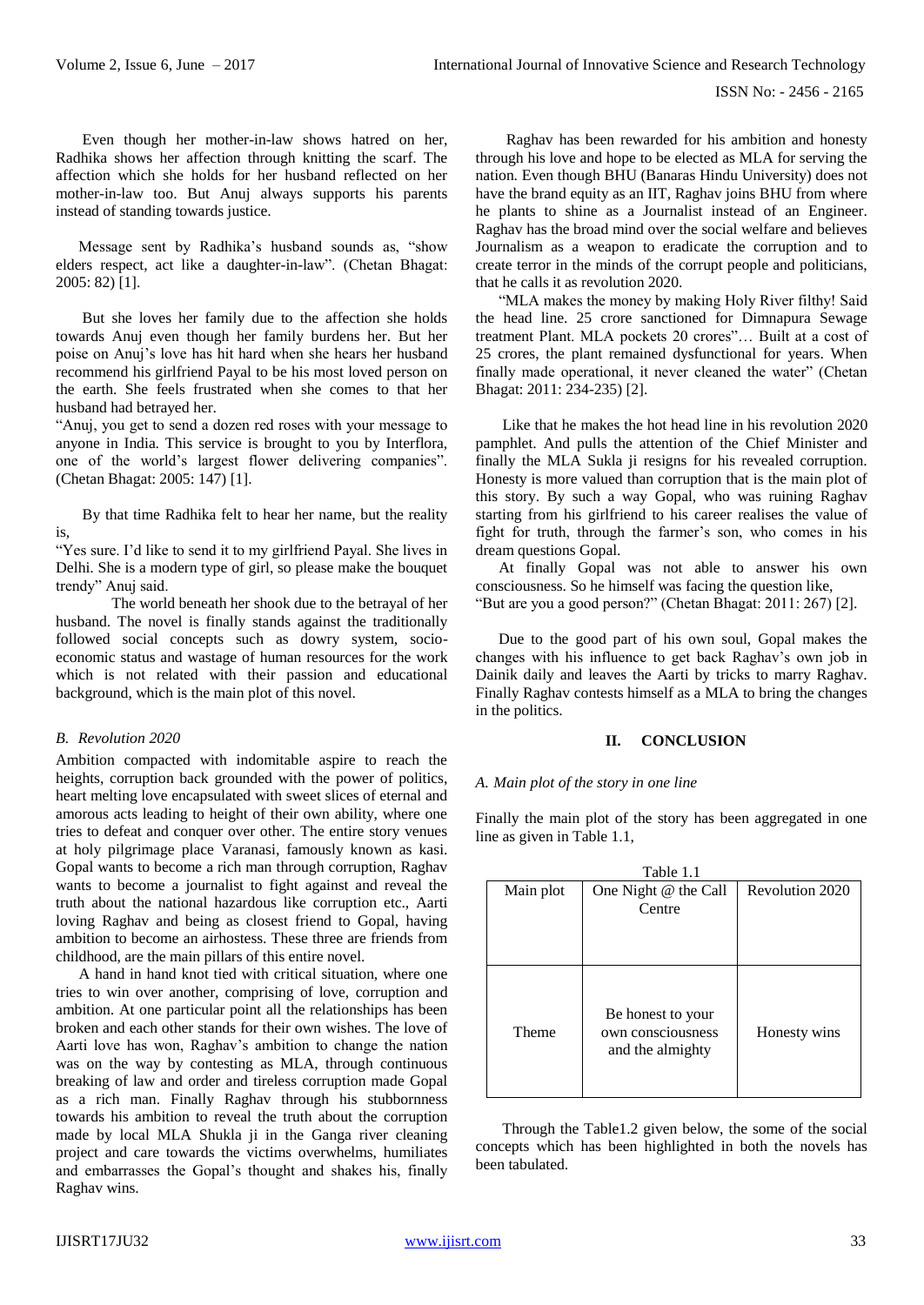Even though her mother-in-law shows hatred on her, Radhika shows her affection through knitting the scarf. The affection which she holds for her husband reflected on her mother-in-law too. But Anuj always supports his parents instead of standing towards justice.

Message sent by Radhika's husband sounds as, "show elders respect, act like a daughter-in-law". (Chetan Bhagat: 2005: 82) [1].

But she loves her family due to the affection she holds towards Anuj even though her family burdens her. But her poise on Anuj's love has hit hard when she hears her husband recommend his girlfriend Payal to be his most loved person on the earth. She feels frustrated when she comes to that her husband had betrayed her.

"Anuj, you get to send a dozen red roses with your message to anyone in India. This service is brought to you by Interflora, one of the world's largest flower delivering companies". (Chetan Bhagat: 2005: 147) [1].

By that time Radhika felt to hear her name, but the reality is,

"Yes sure. I'd like to send it to my girlfriend Payal. She lives in Delhi. She is a modern type of girl, so please make the bouquet trendy" Anuj said.

The world beneath her shook due to the betrayal of her husband. The novel is finally stands against the traditionally followed social concepts such as dowry system, socio-economic status and wastage of human resources for the work which is not related with their passion and educational background, which is the main plot of this novel.

### *B. Revolution 2020*

Ambition compacted with indomitable aspire to reach the heights, corruption back grounded with the power of politics, heart melting love encapsulated with sweet slices of eternal and amorous acts leading to height of their own ability, where one tries to defeat and conquer over other. The entire story venues at holy pilgrimage place Varanasi, famously known as kasi. Gopal wants to become a rich man through corruption, Raghav wants to become a journalist to fight against and reveal the truth about the national hazardous like corruption etc., Aarti loving Raghav and being as closest friend to Gopal, having ambition to become an airhostess. These three are friends from childhood, are the main pillars of this entire novel.

A hand in hand knot tied with critical situation, where one tries to win over another, comprising of love, corruption and ambition. At one particular point all the relationships has been broken and each other stands for their own wishes. The love of Aarti love has won, Raghav's ambition to change the nation was on the way by contesting as MLA, through continuous breaking of law and order and tireless corruption made Gopal as a rich man. Finally Raghav through his stubbornness towards his ambition to reveal the truth about the corruption made by local MLA Shukla ji in the Ganga river cleaning project and care towards the victims overwhelms, humiliates and embarrasses the Gopal's thought and shakes his, finally Raghav wins.

Raghav has been rewarded for his ambition and honesty through his love and hope to be elected as MLA for serving the nation. Even though BHU (Banaras Hindu University) does not have the brand equity as an IIT, Raghav joins BHU from where he plants to shine as a Journalist instead of an Engineer. Raghav has the broad mind over the social welfare and believes Journalism as a weapon to eradicate the corruption and to create terror in the minds of the corrupt people and politicians, that he calls it as revolution 2020.

"MLA makes the money by making Holy River filthy! Said the head line. 25 crore sanctioned for Dimnapura Sewage treatment Plant. MLA pockets 20 crores"… Built at a cost of 25 crores, the plant remained dysfunctional for years. When finally made operational, it never cleaned the water" (Chetan Bhagat: 2011: 234-235) [2].

Like that he makes the hot head line in his revolution 2020 pamphlet. And pulls the attention of the Chief Minister and finally the MLA Sukla ji resigns for his revealed corruption. Honesty is more valued than corruption that is the main plot of this story. By such a way Gopal, who was ruining Raghav starting from his girlfriend to his career realises the value of fight for truth, through the farmer's son, who comes in his dream questions Gopal.

At finally Gopal was not able to answer his own consciousness. So he himself was facing the question like,

"But are you a good person?" (Chetan Bhagat: 2011: 267) [2].

Due to the good part of his own soul, Gopal makes the changes with his influence to get back Raghav's own job in Dainik daily and leaves the Aarti by tricks to marry Raghav. Finally Raghav contests himself as a MLA to bring the changes in the politics.

## II. CONCLUSION

### *A. Main plot of the story in one line*

Finally the main plot of the story has been aggregated in one line as given in Table 1.1,

Table 1.1

| Main plot | One Night @ the Call Centre | Revolution 2020 |
|---|---|---|
| Theme | Be honest to your own consciousness and the almighty | Honesty wins |

Through the Table1.2 given below, the some of the social concepts which has been highlighted in both the novels has been tabulated.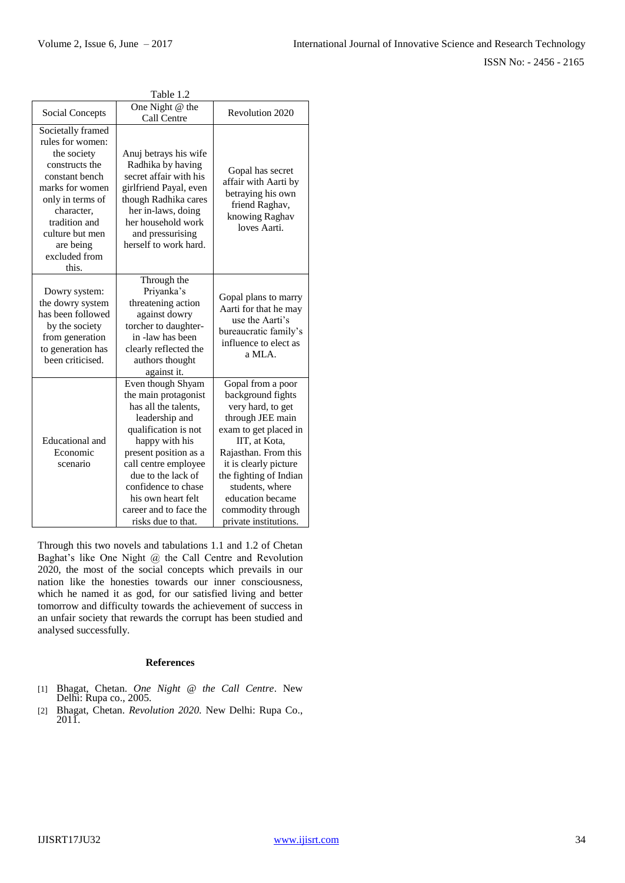Table 1.2

| Social Concepts | One Night @ the Call Centre | Revolution 2020 |
|---|---|---|
| Societally framed rules for women: the society constructs the constant bench marks for women only in terms of character, tradition and culture but men are being excluded from this. | Anuj betrays his wife Radhika by having secret affair with his girlfriend Payal, even though Radhika cares her in-laws, doing her household work and pressurising herself to work hard. | Gopal has secret affair with Aarti by betraying his own friend Raghav, knowing Raghav loves Aarti. |
| Dowry system: the dowry system has been followed by the society from generation to generation has been criticised. | Through the Priyanka's threatening action against dowry torcher to daughter-in -law has been clearly reflected the authors thought against it. | Gopal plans to marry Aarti for that he may use the Aarti's bureaucratic family's influence to elect as a MLA. |
| Educational and Economic scenario | Even though Shyam the main protagonist has all the talents, leadership and qualification is not happy with his present position as a call centre employee due to the lack of confidence to chase his own heart felt career and to face the risks due to that. | Gopal from a poor background fights very hard, to get through JEE main exam to get placed in IIT, at Kota, Rajasthan. From this it is clearly picture the fighting of Indian students, where education became commodity through private institutions. |

Through this two novels and tabulations 1.1 and 1.2 of Chetan Baghat's like One Night @ the Call Centre and Revolution 2020, the most of the social concepts which prevails in our nation like the honesties towards our inner consciousness, which he named it as god, for our satisfied living and better tomorrow and difficulty towards the achievement of success in an unfair society that rewards the corrupt has been studied and analysed successfully.

## References

[1] Bhagat, Chetan. *One Night @ the Call Centre*. New Delhi: Rupa co., 2005.

[2] Bhagat, Chetan. *Revolution 2020.* New Delhi: Rupa Co., 2011.